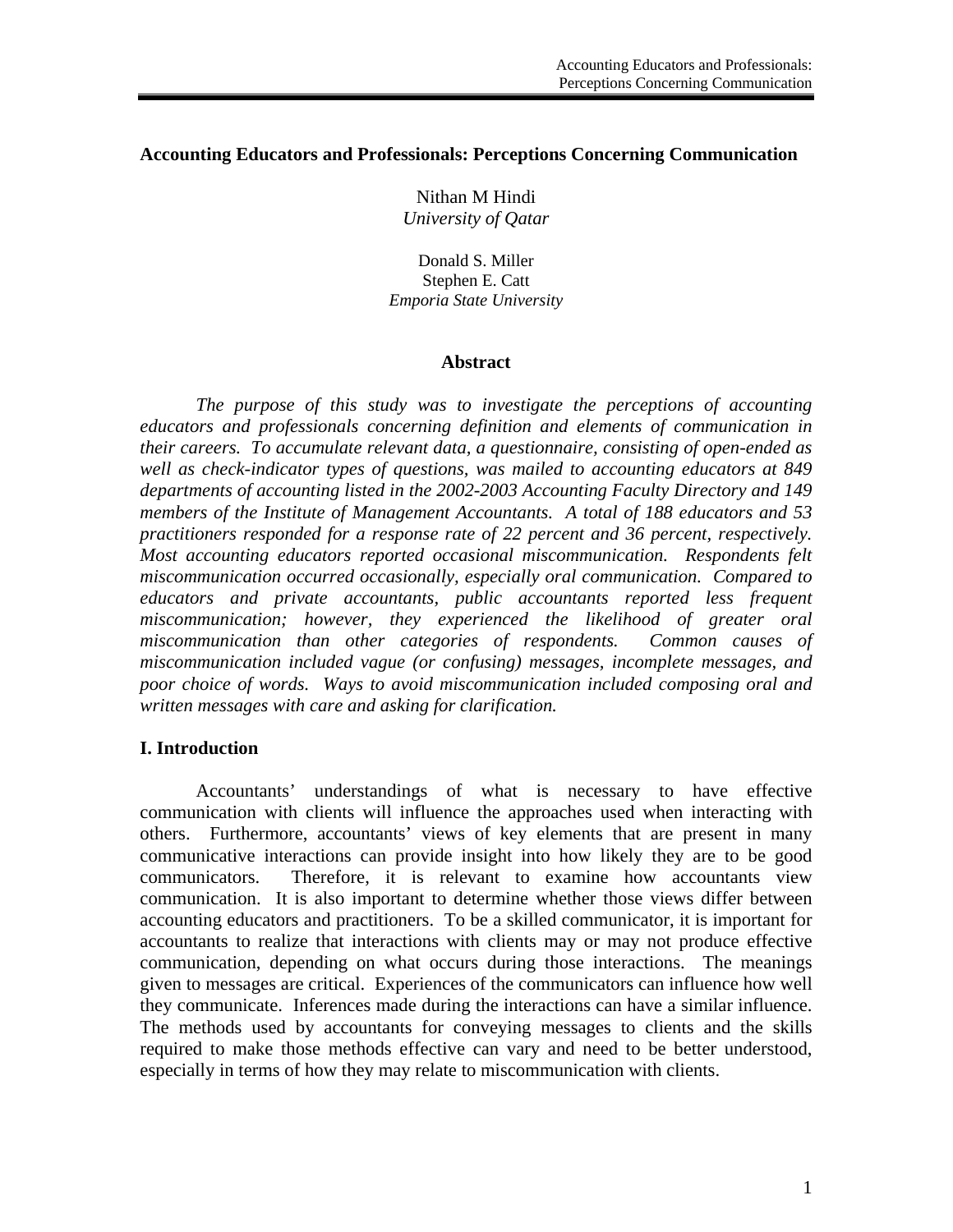# Accounting Educators and Professionals: Perceptions Concerning Communication

Nithan M Hindi
*University of Qatar*

Donald S. Miller
Stephen E. Catt
*Emporia State University*

## Abstract

*The purpose of this study was to investigate the perceptions of accounting educators and professionals concerning definition and elements of communication in their careers. To accumulate relevant data, a questionnaire, consisting of open-ended as well as check-indicator types of questions, was mailed to accounting educators at 849 departments of accounting listed in the 2002-2003 Accounting Faculty Directory and 149 members of the Institute of Management Accountants. A total of 188 educators and 53 practitioners responded for a response rate of 22 percent and 36 percent, respectively. Most accounting educators reported occasional miscommunication. Respondents felt miscommunication occurred occasionally, especially oral communication. Compared to educators and private accountants, public accountants reported less frequent miscommunication; however, they experienced the likelihood of greater oral miscommunication than other categories of respondents. Common causes of miscommunication included vague (or confusing) messages, incomplete messages, and poor choice of words. Ways to avoid miscommunication included composing oral and written messages with care and asking for clarification.*

## I. Introduction

Accountants' understandings of what is necessary to have effective communication with clients will influence the approaches used when interacting with others. Furthermore, accountants' views of key elements that are present in many communicative interactions can provide insight into how likely they are to be good communicators. Therefore, it is relevant to examine how accountants view communication. It is also important to determine whether those views differ between accounting educators and practitioners. To be a skilled communicator, it is important for accountants to realize that interactions with clients may or may not produce effective communication, depending on what occurs during those interactions. The meanings given to messages are critical. Experiences of the communicators can influence how well they communicate. Inferences made during the interactions can have a similar influence. The methods used by accountants for conveying messages to clients and the skills required to make those methods effective can vary and need to be better understood, especially in terms of how they may relate to miscommunication with clients.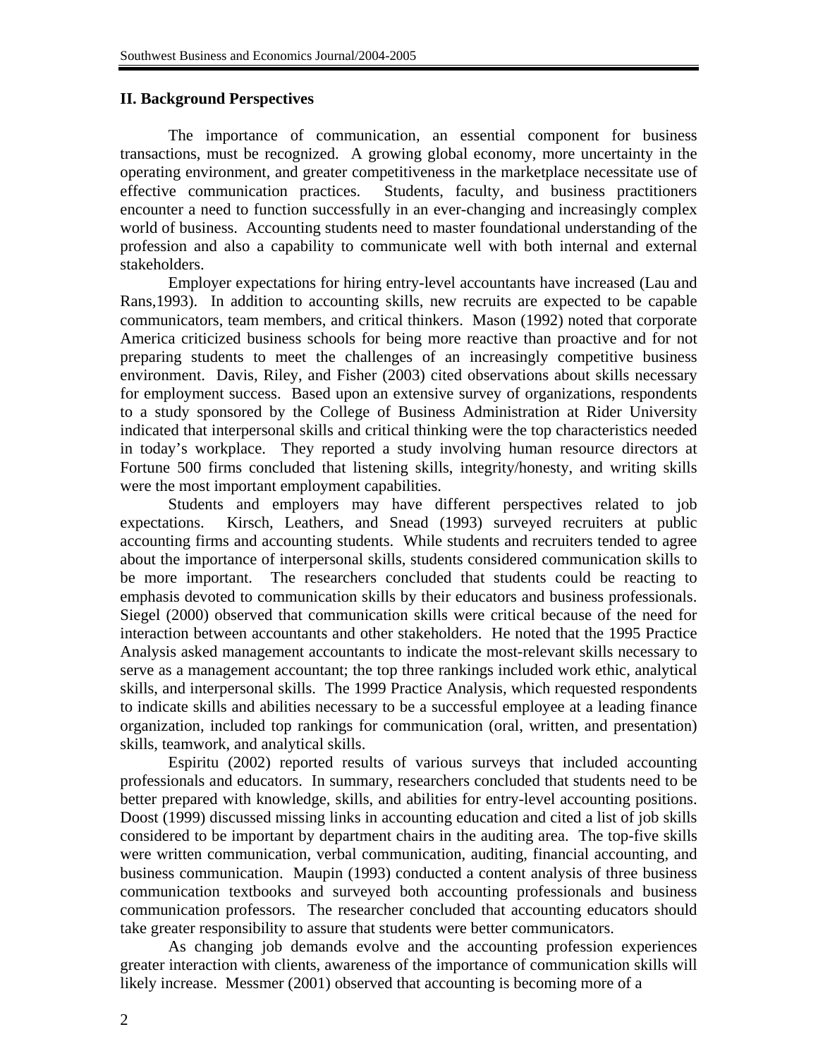## II. Background Perspectives

The importance of communication, an essential component for business transactions, must be recognized. A growing global economy, more uncertainty in the operating environment, and greater competitiveness in the marketplace necessitate use of effective communication practices. Students, faculty, and business practitioners encounter a need to function successfully in an ever-changing and increasingly complex world of business. Accounting students need to master foundational understanding of the profession and also a capability to communicate well with both internal and external stakeholders.

Employer expectations for hiring entry-level accountants have increased (Lau and Rans,1993). In addition to accounting skills, new recruits are expected to be capable communicators, team members, and critical thinkers. Mason (1992) noted that corporate America criticized business schools for being more reactive than proactive and for not preparing students to meet the challenges of an increasingly competitive business environment. Davis, Riley, and Fisher (2003) cited observations about skills necessary for employment success. Based upon an extensive survey of organizations, respondents to a study sponsored by the College of Business Administration at Rider University indicated that interpersonal skills and critical thinking were the top characteristics needed in today's workplace. They reported a study involving human resource directors at Fortune 500 firms concluded that listening skills, integrity/honesty, and writing skills were the most important employment capabilities.

Students and employers may have different perspectives related to job expectations. Kirsch, Leathers, and Snead (1993) surveyed recruiters at public accounting firms and accounting students. While students and recruiters tended to agree about the importance of interpersonal skills, students considered communication skills to be more important. The researchers concluded that students could be reacting to emphasis devoted to communication skills by their educators and business professionals. Siegel (2000) observed that communication skills were critical because of the need for interaction between accountants and other stakeholders. He noted that the 1995 Practice Analysis asked management accountants to indicate the most-relevant skills necessary to serve as a management accountant; the top three rankings included work ethic, analytical skills, and interpersonal skills. The 1999 Practice Analysis, which requested respondents to indicate skills and abilities necessary to be a successful employee at a leading finance organization, included top rankings for communication (oral, written, and presentation) skills, teamwork, and analytical skills.

Espiritu (2002) reported results of various surveys that included accounting professionals and educators. In summary, researchers concluded that students need to be better prepared with knowledge, skills, and abilities for entry-level accounting positions. Doost (1999) discussed missing links in accounting education and cited a list of job skills considered to be important by department chairs in the auditing area. The top-five skills were written communication, verbal communication, auditing, financial accounting, and business communication. Maupin (1993) conducted a content analysis of three business communication textbooks and surveyed both accounting professionals and business communication professors. The researcher concluded that accounting educators should take greater responsibility to assure that students were better communicators.

As changing job demands evolve and the accounting profession experiences greater interaction with clients, awareness of the importance of communication skills will likely increase. Messmer (2001) observed that accounting is becoming more of a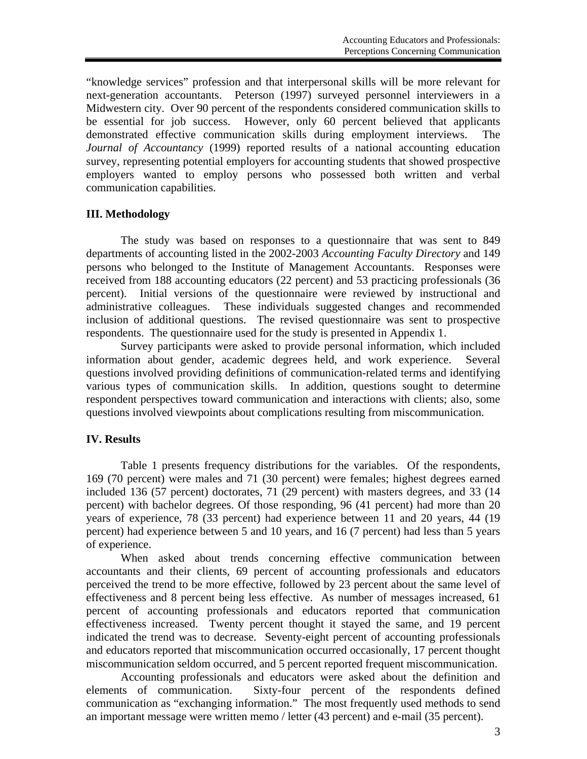"knowledge services" profession and that interpersonal skills will be more relevant for next-generation accountants. Peterson (1997) surveyed personnel interviewers in a Midwestern city. Over 90 percent of the respondents considered communication skills to be essential for job success. However, only 60 percent believed that applicants demonstrated effective communication skills during employment interviews. The *Journal of Accountancy* (1999) reported results of a national accounting education survey, representing potential employers for accounting students that showed prospective employers wanted to employ persons who possessed both written and verbal communication capabilities.

## III. Methodology

The study was based on responses to a questionnaire that was sent to 849 departments of accounting listed in the 2002-2003 *Accounting Faculty Directory* and 149 persons who belonged to the Institute of Management Accountants. Responses were received from 188 accounting educators (22 percent) and 53 practicing professionals (36 percent). Initial versions of the questionnaire were reviewed by instructional and administrative colleagues. These individuals suggested changes and recommended inclusion of additional questions. The revised questionnaire was sent to prospective respondents. The questionnaire used for the study is presented in Appendix 1.

Survey participants were asked to provide personal information, which included information about gender, academic degrees held, and work experience. Several questions involved providing definitions of communication-related terms and identifying various types of communication skills. In addition, questions sought to determine respondent perspectives toward communication and interactions with clients; also, some questions involved viewpoints about complications resulting from miscommunication.

## IV. Results

Table 1 presents frequency distributions for the variables. Of the respondents, 169 (70 percent) were males and 71 (30 percent) were females; highest degrees earned included 136 (57 percent) doctorates, 71 (29 percent) with masters degrees, and 33 (14 percent) with bachelor degrees. Of those responding, 96 (41 percent) had more than 20 years of experience, 78 (33 percent) had experience between 11 and 20 years, 44 (19 percent) had experience between 5 and 10 years, and 16 (7 percent) had less than 5 years of experience.

When asked about trends concerning effective communication between accountants and their clients, 69 percent of accounting professionals and educators perceived the trend to be more effective, followed by 23 percent about the same level of effectiveness and 8 percent being less effective. As number of messages increased, 61 percent of accounting professionals and educators reported that communication effectiveness increased. Twenty percent thought it stayed the same, and 19 percent indicated the trend was to decrease. Seventy-eight percent of accounting professionals and educators reported that miscommunication occurred occasionally, 17 percent thought miscommunication seldom occurred, and 5 percent reported frequent miscommunication.

Accounting professionals and educators were asked about the definition and elements of communication. Sixty-four percent of the respondents defined communication as "exchanging information." The most frequently used methods to send an important message were written memo / letter (43 percent) and e-mail (35 percent).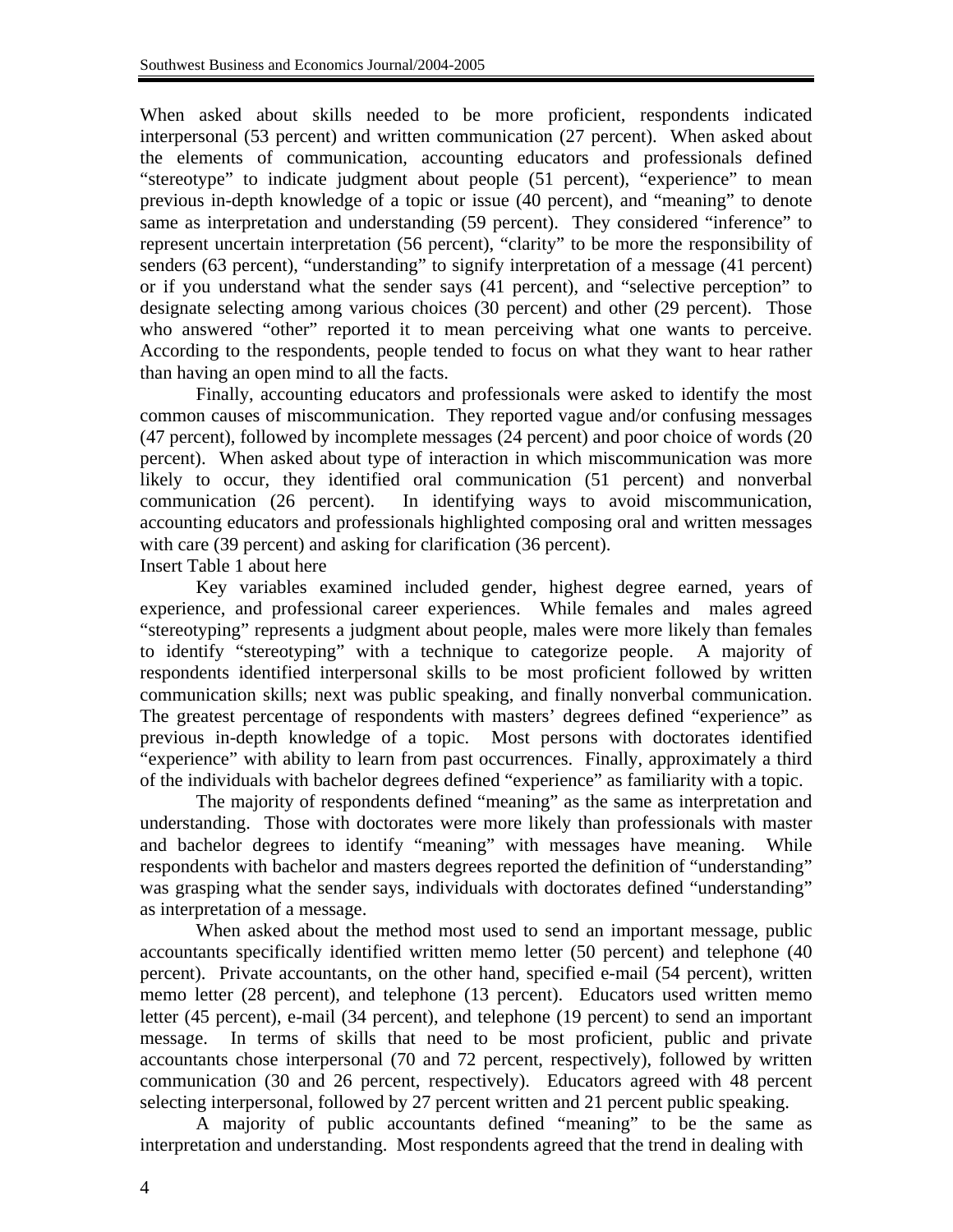When asked about skills needed to be more proficient, respondents indicated interpersonal (53 percent) and written communication (27 percent). When asked about the elements of communication, accounting educators and professionals defined "stereotype" to indicate judgment about people (51 percent), "experience" to mean previous in-depth knowledge of a topic or issue (40 percent), and "meaning" to denote same as interpretation and understanding (59 percent). They considered "inference" to represent uncertain interpretation (56 percent), "clarity" to be more the responsibility of senders (63 percent), "understanding" to signify interpretation of a message (41 percent) or if you understand what the sender says (41 percent), and "selective perception" to designate selecting among various choices (30 percent) and other (29 percent). Those who answered "other" reported it to mean perceiving what one wants to perceive. According to the respondents, people tended to focus on what they want to hear rather than having an open mind to all the facts.

Finally, accounting educators and professionals were asked to identify the most common causes of miscommunication. They reported vague and/or confusing messages (47 percent), followed by incomplete messages (24 percent) and poor choice of words (20 percent). When asked about type of interaction in which miscommunication was more likely to occur, they identified oral communication (51 percent) and nonverbal communication (26 percent). In identifying ways to avoid miscommunication, accounting educators and professionals highlighted composing oral and written messages with care (39 percent) and asking for clarification (36 percent).

Insert Table 1 about here

Key variables examined included gender, highest degree earned, years of experience, and professional career experiences. While females and males agreed "stereotyping" represents a judgment about people, males were more likely than females to identify "stereotyping" with a technique to categorize people. A majority of respondents identified interpersonal skills to be most proficient followed by written communication skills; next was public speaking, and finally nonverbal communication. The greatest percentage of respondents with masters' degrees defined "experience" as previous in-depth knowledge of a topic. Most persons with doctorates identified "experience" with ability to learn from past occurrences. Finally, approximately a third of the individuals with bachelor degrees defined "experience" as familiarity with a topic.

The majority of respondents defined "meaning" as the same as interpretation and understanding. Those with doctorates were more likely than professionals with master and bachelor degrees to identify "meaning" with messages have meaning. While respondents with bachelor and masters degrees reported the definition of "understanding" was grasping what the sender says, individuals with doctorates defined "understanding" as interpretation of a message.

When asked about the method most used to send an important message, public accountants specifically identified written memo letter (50 percent) and telephone (40 percent). Private accountants, on the other hand, specified e-mail (54 percent), written memo letter (28 percent), and telephone (13 percent). Educators used written memo letter (45 percent), e-mail (34 percent), and telephone (19 percent) to send an important message. In terms of skills that need to be most proficient, public and private accountants chose interpersonal (70 and 72 percent, respectively), followed by written communication (30 and 26 percent, respectively). Educators agreed with 48 percent selecting interpersonal, followed by 27 percent written and 21 percent public speaking.

A majority of public accountants defined "meaning" to be the same as interpretation and understanding. Most respondents agreed that the trend in dealing with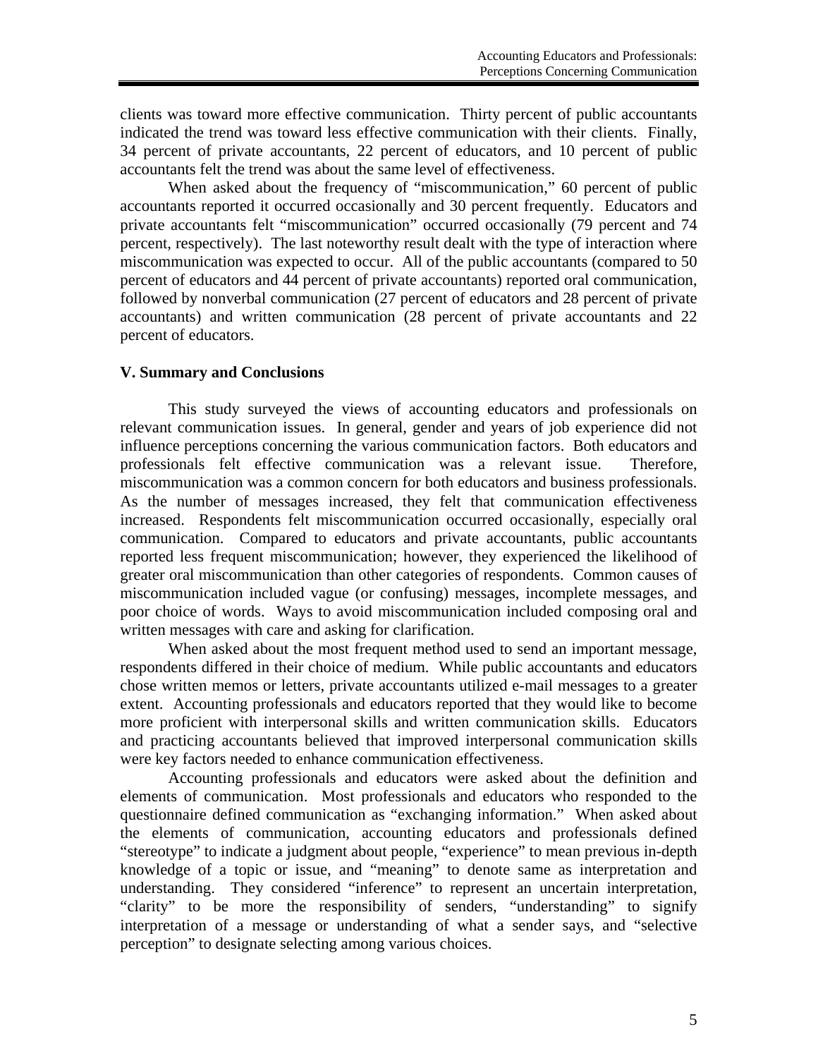clients was toward more effective communication. Thirty percent of public accountants indicated the trend was toward less effective communication with their clients. Finally, 34 percent of private accountants, 22 percent of educators, and 10 percent of public accountants felt the trend was about the same level of effectiveness.

When asked about the frequency of "miscommunication," 60 percent of public accountants reported it occurred occasionally and 30 percent frequently. Educators and private accountants felt "miscommunication" occurred occasionally (79 percent and 74 percent, respectively). The last noteworthy result dealt with the type of interaction where miscommunication was expected to occur. All of the public accountants (compared to 50 percent of educators and 44 percent of private accountants) reported oral communication, followed by nonverbal communication (27 percent of educators and 28 percent of private accountants) and written communication (28 percent of private accountants and 22 percent of educators.

## V. Summary and Conclusions

This study surveyed the views of accounting educators and professionals on relevant communication issues. In general, gender and years of job experience did not influence perceptions concerning the various communication factors. Both educators and professionals felt effective communication was a relevant issue. Therefore, miscommunication was a common concern for both educators and business professionals. As the number of messages increased, they felt that communication effectiveness increased. Respondents felt miscommunication occurred occasionally, especially oral communication. Compared to educators and private accountants, public accountants reported less frequent miscommunication; however, they experienced the likelihood of greater oral miscommunication than other categories of respondents. Common causes of miscommunication included vague (or confusing) messages, incomplete messages, and poor choice of words. Ways to avoid miscommunication included composing oral and written messages with care and asking for clarification.

When asked about the most frequent method used to send an important message, respondents differed in their choice of medium. While public accountants and educators chose written memos or letters, private accountants utilized e-mail messages to a greater extent. Accounting professionals and educators reported that they would like to become more proficient with interpersonal skills and written communication skills. Educators and practicing accountants believed that improved interpersonal communication skills were key factors needed to enhance communication effectiveness.

Accounting professionals and educators were asked about the definition and elements of communication. Most professionals and educators who responded to the questionnaire defined communication as "exchanging information." When asked about the elements of communication, accounting educators and professionals defined "stereotype" to indicate a judgment about people, "experience" to mean previous in-depth knowledge of a topic or issue, and "meaning" to denote same as interpretation and understanding. They considered "inference" to represent an uncertain interpretation, "clarity" to be more the responsibility of senders, "understanding" to signify interpretation of a message or understanding of what a sender says, and "selective perception" to designate selecting among various choices.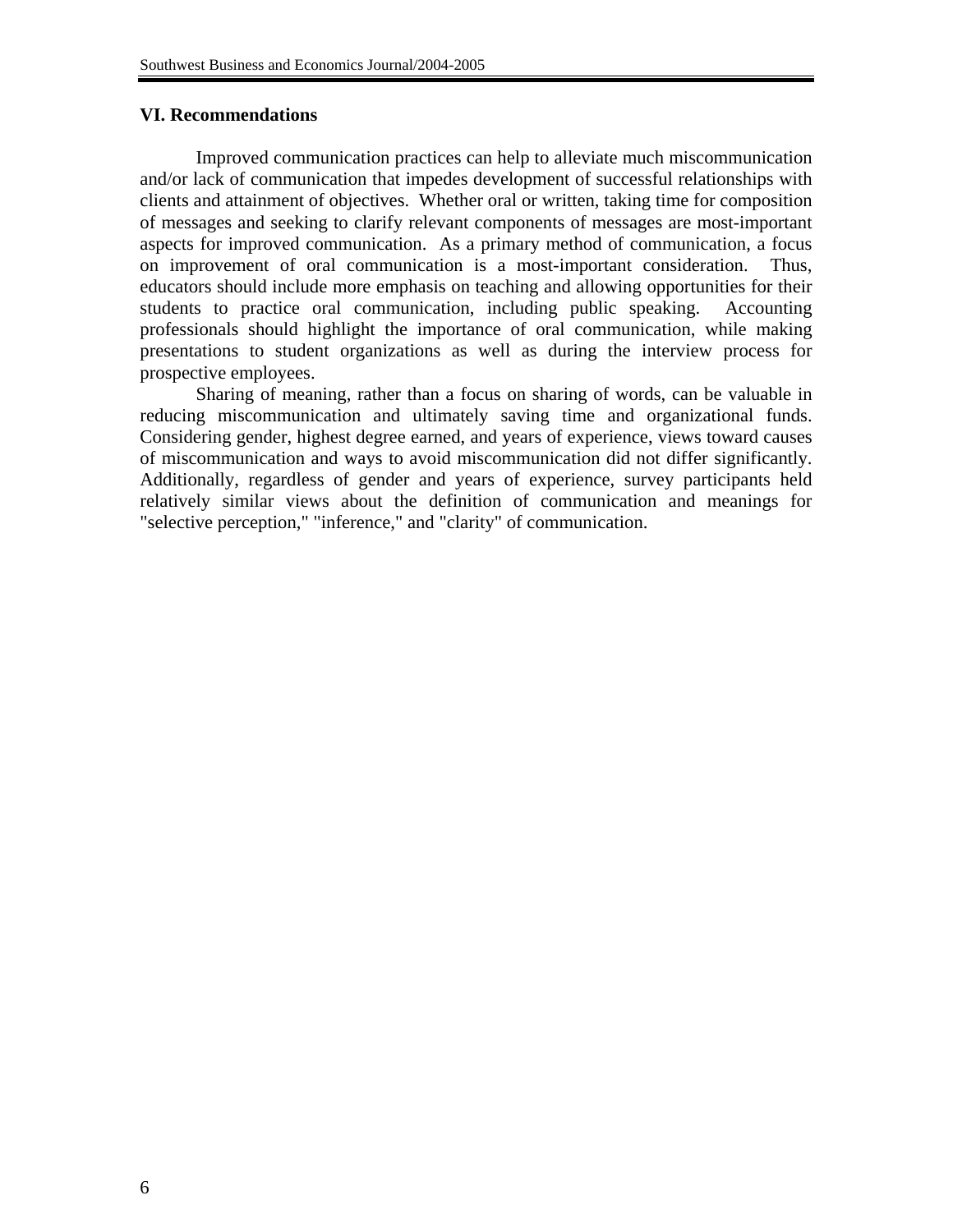## VI. Recommendations

Improved communication practices can help to alleviate much miscommunication and/or lack of communication that impedes development of successful relationships with clients and attainment of objectives. Whether oral or written, taking time for composition of messages and seeking to clarify relevant components of messages are most-important aspects for improved communication. As a primary method of communication, a focus on improvement of oral communication is a most-important consideration. Thus, educators should include more emphasis on teaching and allowing opportunities for their students to practice oral communication, including public speaking. Accounting professionals should highlight the importance of oral communication, while making presentations to student organizations as well as during the interview process for prospective employees.

Sharing of meaning, rather than a focus on sharing of words, can be valuable in reducing miscommunication and ultimately saving time and organizational funds. Considering gender, highest degree earned, and years of experience, views toward causes of miscommunication and ways to avoid miscommunication did not differ significantly. Additionally, regardless of gender and years of experience, survey participants held relatively similar views about the definition of communication and meanings for "selective perception," "inference," and "clarity" of communication.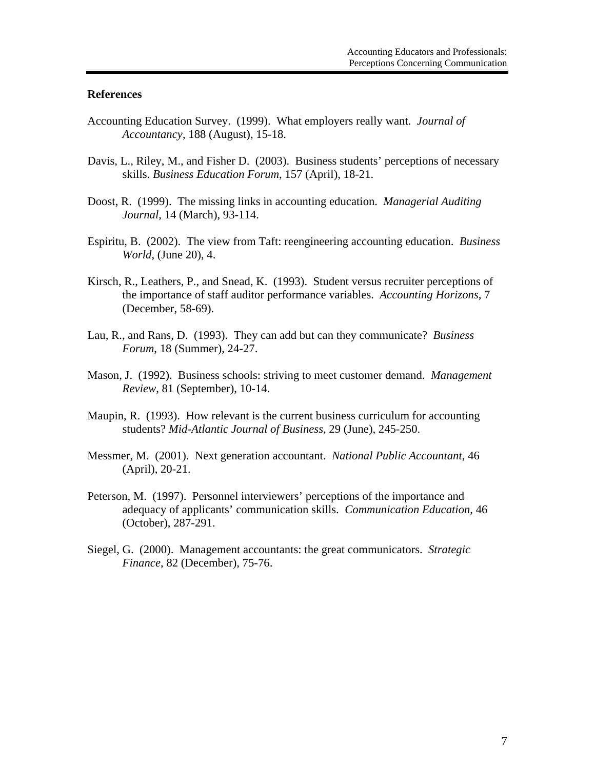## References

Accounting Education Survey. (1999). What employers really want. *Journal of Accountancy*, 188 (August), 15-18.

Davis, L., Riley, M., and Fisher D. (2003). Business students' perceptions of necessary skills. *Business Education Forum*, 157 (April), 18-21.

Doost, R. (1999). The missing links in accounting education. *Managerial Auditing Journal*, 14 (March), 93-114.

Espiritu, B. (2002). The view from Taft: reengineering accounting education. *Business World*, (June 20), 4.

Kirsch, R., Leathers, P., and Snead, K. (1993). Student versus recruiter perceptions of the importance of staff auditor performance variables. *Accounting Horizons*, 7 (December, 58-69).

Lau, R., and Rans, D. (1993). They can add but can they communicate? *Business Forum*, 18 (Summer), 24-27.

Mason, J. (1992). Business schools: striving to meet customer demand. *Management Review*, 81 (September), 10-14.

Maupin, R. (1993). How relevant is the current business curriculum for accounting students? *Mid-Atlantic Journal of Business*, 29 (June), 245-250.

Messmer, M. (2001). Next generation accountant. *National Public Accountant*, 46 (April), 20-21.

Peterson, M. (1997). Personnel interviewers' perceptions of the importance and adequacy of applicants' communication skills. *Communication Education*, 46 (October), 287-291.

Siegel, G. (2000). Management accountants: the great communicators. *Strategic Finance*, 82 (December), 75-76.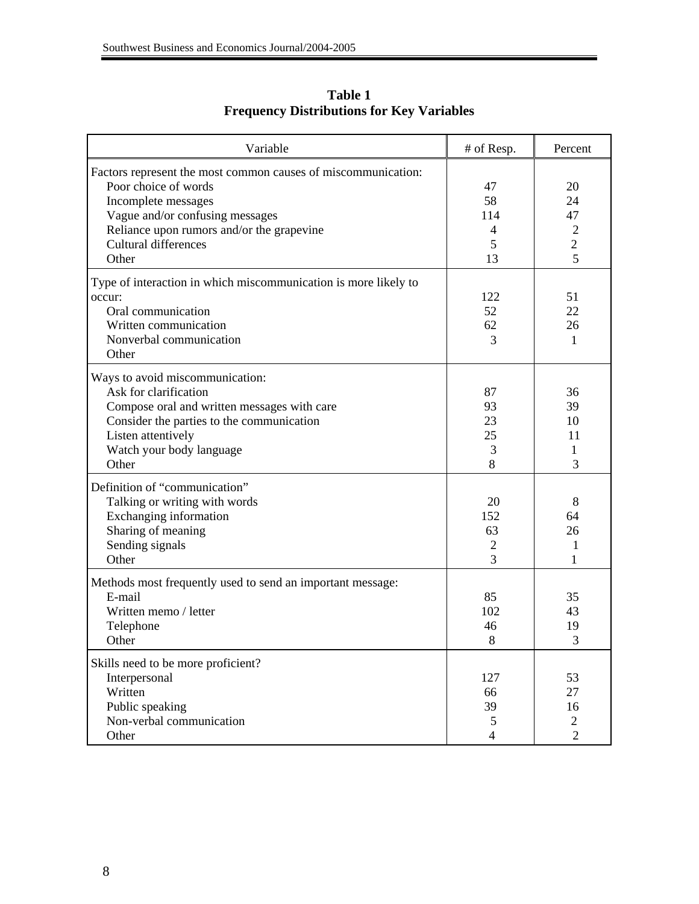**Table 1**
**Frequency Distributions for Key Variables**

| Variable | # of Resp. | Percent |
|---|---|---|
| Factors represent the most common causes of miscommunication: | | |
| Poor choice of words | 47 | 20 |
| Incomplete messages | 58 | 24 |
| Vague and/or confusing messages | 114 | 47 |
| Reliance upon rumors and/or the grapevine | 4 | 2 |
| Cultural differences | 5 | 2 |
| Other | 13 | 5 |
| Type of interaction in which miscommunication is more likely to occur: | 122 | 51 |
| Oral communication | 52 | 22 |
| Written communication | 62 | 26 |
| Nonverbal communication | 3 | 1 |
| Other | | |
| Ways to avoid miscommunication: | | |
| Ask for clarification | 87 | 36 |
| Compose oral and written messages with care | 93 | 39 |
| Consider the parties to the communication | 23 | 10 |
| Listen attentively | 25 | 11 |
| Watch your body language | 3 | 1 |
| Other | 8 | 3 |
| Definition of "communication" | | |
| Talking or writing with words | 20 | 8 |
| Exchanging information | 152 | 64 |
| Sharing of meaning | 63 | 26 |
| Sending signals | 2 | 1 |
| Other | 3 | 1 |
| Methods most frequently used to send an important message: | | |
| E-mail | 85 | 35 |
| Written memo / letter | 102 | 43 |
| Telephone | 46 | 19 |
| Other | 8 | 3 |
| Skills need to be more proficient? | | |
| Interpersonal | 127 | 53 |
| Written | 66 | 27 |
| Public speaking | 39 | 16 |
| Non-verbal communication | 5 | 2 |
| Other | 4 | 2 |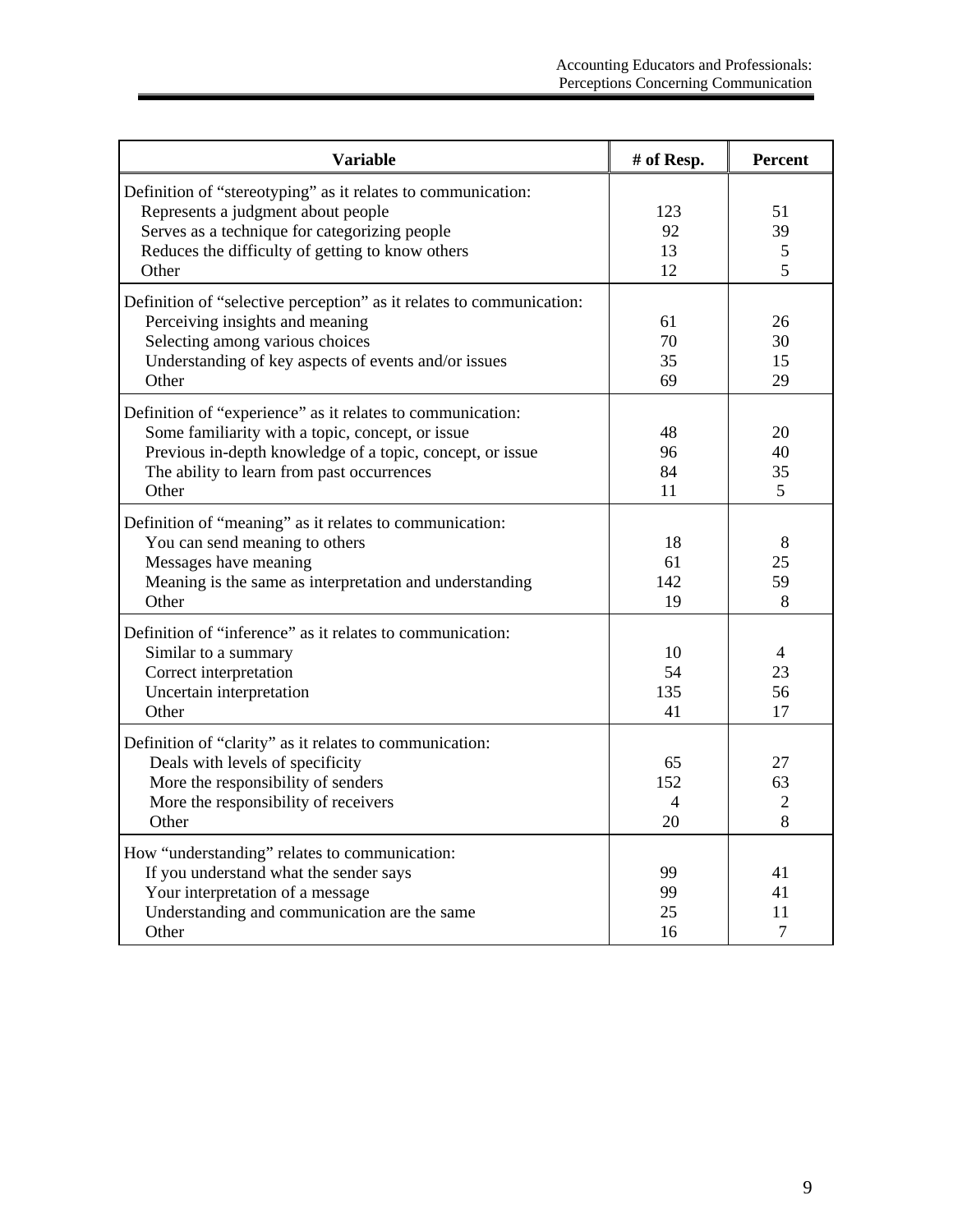| Variable | # of Resp. | Percent |
|---|---|---|
| Definition of "stereotyping" as it relates to communication: | | |
| Represents a judgment about people | 123 | 51 |
| Serves as a technique for categorizing people | 92 | 39 |
| Reduces the difficulty of getting to know others | 13 | 5 |
| Other | 12 | 5 |
| Definition of "selective perception" as it relates to communication: | | |
| Perceiving insights and meaning | 61 | 26 |
| Selecting among various choices | 70 | 30 |
| Understanding of key aspects of events and/or issues | 35 | 15 |
| Other | 69 | 29 |
| Definition of "experience" as it relates to communication: | | |
| Some familiarity with a topic, concept, or issue | 48 | 20 |
| Previous in-depth knowledge of a topic, concept, or issue | 96 | 40 |
| The ability to learn from past occurrences | 84 | 35 |
| Other | 11 | 5 |
| Definition of "meaning" as it relates to communication: | | |
| You can send meaning to others | 18 | 8 |
| Messages have meaning | 61 | 25 |
| Meaning is the same as interpretation and understanding | 142 | 59 |
| Other | 19 | 8 |
| Definition of "inference" as it relates to communication: | | |
| Similar to a summary | 10 | 4 |
| Correct interpretation | 54 | 23 |
| Uncertain interpretation | 135 | 56 |
| Other | 41 | 17 |
| Definition of "clarity" as it relates to communication: | | |
| Deals with levels of specificity | 65 | 27 |
| More the responsibility of senders | 152 | 63 |
| More the responsibility of receivers | 4 | 2 |
| Other | 20 | 8 |
| How "understanding" relates to communication: | | |
| If you understand what the sender says | 99 | 41 |
| Your interpretation of a message | 99 | 41 |
| Understanding and communication are the same | 25 | 11 |
| Other | 16 | 7 |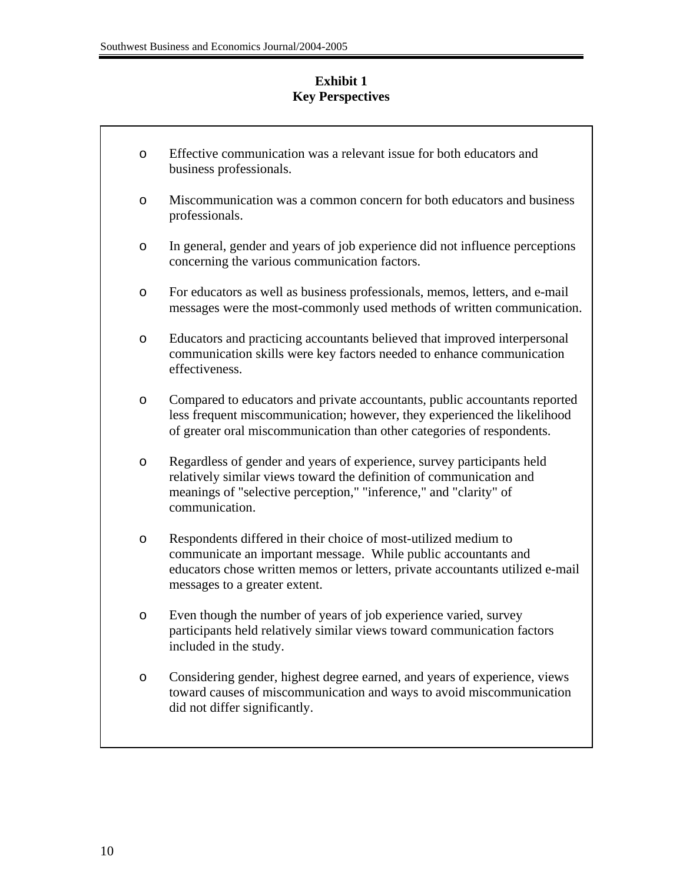**Exhibit 1**
**Key Perspectives**

- Effective communication was a relevant issue for both educators and business professionals.

- Miscommunication was a common concern for both educators and business professionals.

- In general, gender and years of job experience did not influence perceptions concerning the various communication factors.

- For educators as well as business professionals, memos, letters, and e-mail messages were the most-commonly used methods of written communication.

- Educators and practicing accountants believed that improved interpersonal communication skills were key factors needed to enhance communication effectiveness.

- Compared to educators and private accountants, public accountants reported less frequent miscommunication; however, they experienced the likelihood of greater oral miscommunication than other categories of respondents.

- Regardless of gender and years of experience, survey participants held relatively similar views toward the definition of communication and meanings of "selective perception," "inference," and "clarity" of communication.

- Respondents differed in their choice of most-utilized medium to communicate an important message. While public accountants and educators chose written memos or letters, private accountants utilized e-mail messages to a greater extent.

- Even though the number of years of job experience varied, survey participants held relatively similar views toward communication factors included in the study.

- Considering gender, highest degree earned, and years of experience, views toward causes of miscommunication and ways to avoid miscommunication did not differ significantly.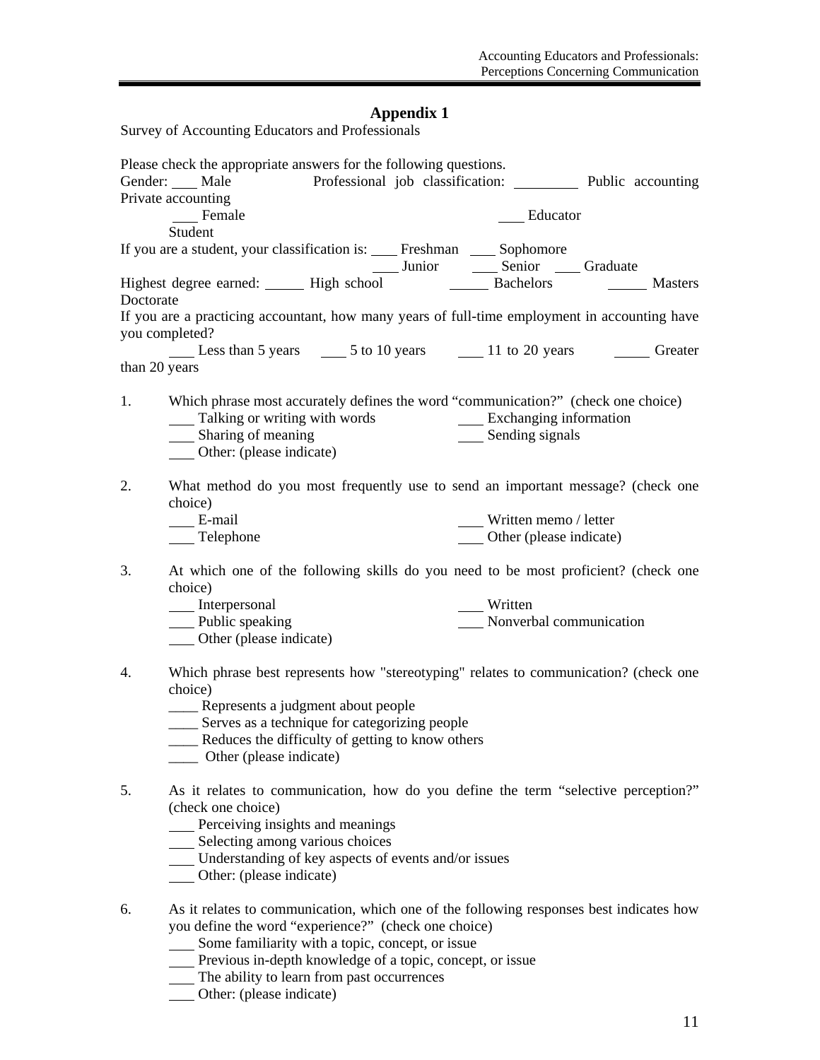## Appendix 1

Survey of Accounting Educators and Professionals

Please check the appropriate answers for the following questions.

Gender: ___ Male Professional job classification: _________ Public accounting Private accounting

___ Female ___ Educator Student

If you are a student, your classification is: ___ Freshman ___ Sophomore ___ Junior ___ Senior ___ Graduate

Highest degree earned: _____ High school _____ Bachelors _____ Masters Doctorate

If you are a practicing accountant, how many years of full-time employment in accounting have you completed?

___ Less than 5 years ___ 5 to 10 years ___ 11 to 20 years _____ Greater than 20 years

1. Which phrase most accurately defines the word "communication?" (check one choice)
   - ___ Talking or writing with words
   - ___ Exchanging information
   - ___ Sharing of meaning
   - ___ Sending signals
   - ___ Other: (please indicate)

2. What method do you most frequently use to send an important message? (check one choice)
   - ___ E-mail
   - ___ Written memo / letter
   - ___ Telephone
   - ___ Other (please indicate)

3. At which one of the following skills do you need to be most proficient? (check one choice)
   - ___ Interpersonal
   - ___ Written
   - ___ Public speaking
   - ___ Nonverbal communication
   - ___ Other (please indicate)

4. Which phrase best represents how "stereotyping" relates to communication? (check one choice)
   - ____ Represents a judgment about people
   - ____ Serves as a technique for categorizing people
   - ____ Reduces the difficulty of getting to know others
   - ____ Other (please indicate)

5. As it relates to communication, how do you define the term "selective perception?" (check one choice)
   - ___ Perceiving insights and meanings
   - ___ Selecting among various choices
   - ___ Understanding of key aspects of events and/or issues
   - ___ Other: (please indicate)

6. As it relates to communication, which one of the following responses best indicates how you define the word "experience?" (check one choice)
   - ___ Some familiarity with a topic, concept, or issue
   - ___ Previous in-depth knowledge of a topic, concept, or issue
   - ___ The ability to learn from past occurrences
   - ___ Other: (please indicate)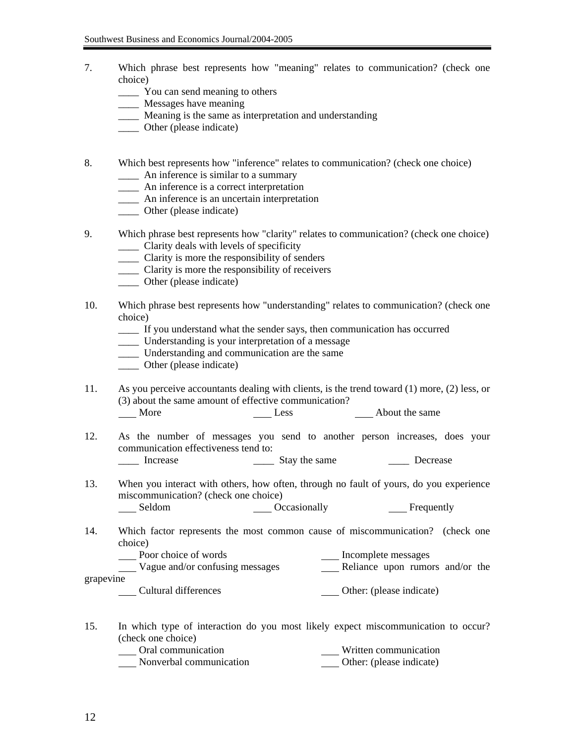7. Which phrase best represents how "meaning" relates to communication? (check one choice)
   ____ You can send meaning to others
   ____ Messages have meaning
   ____ Meaning is the same as interpretation and understanding
   ____ Other (please indicate)

8. Which best represents how "inference" relates to communication? (check one choice)
   ____ An inference is similar to a summary
   ____ An inference is a correct interpretation
   ____ An inference is an uncertain interpretation
   ____ Other (please indicate)

9. Which phrase best represents how "clarity" relates to communication? (check one choice)
   ____ Clarity deals with levels of specificity
   ____ Clarity is more the responsibility of senders
   ____ Clarity is more the responsibility of receivers
   ____ Other (please indicate)

10. Which phrase best represents how "understanding" relates to communication? (check one choice)
    ____ If you understand what the sender says, then communication has occurred
    ____ Understanding is your interpretation of a message
    ____ Understanding and communication are the same
    ____ Other (please indicate)

11. As you perceive accountants dealing with clients, is the trend toward (1) more, (2) less, or (3) about the same amount of effective communication?
    ___ More ___ Less ___ About the same

12. As the number of messages you send to another person increases, does your communication effectiveness tend to:
    ____ Increase ____ Stay the same ____ Decrease

13. When you interact with others, how often, through no fault of yours, do you experience miscommunication? (check one choice)
    ___ Seldom ___ Occasionally ___ Frequently

14. Which factor represents the most common cause of miscommunication? (check one choice)
    ___ Poor choice of words
    ___ Incomplete messages
    ___ Vague and/or confusing messages
    ___ Reliance upon rumors and/or the grapevine
    ___ Cultural differences
    ___ Other: (please indicate)

15. In which type of interaction do you most likely expect miscommunication to occur? (check one choice)
    ___ Oral communication
    ___ Written communication
    ___ Nonverbal communication
    ___ Other: (please indicate)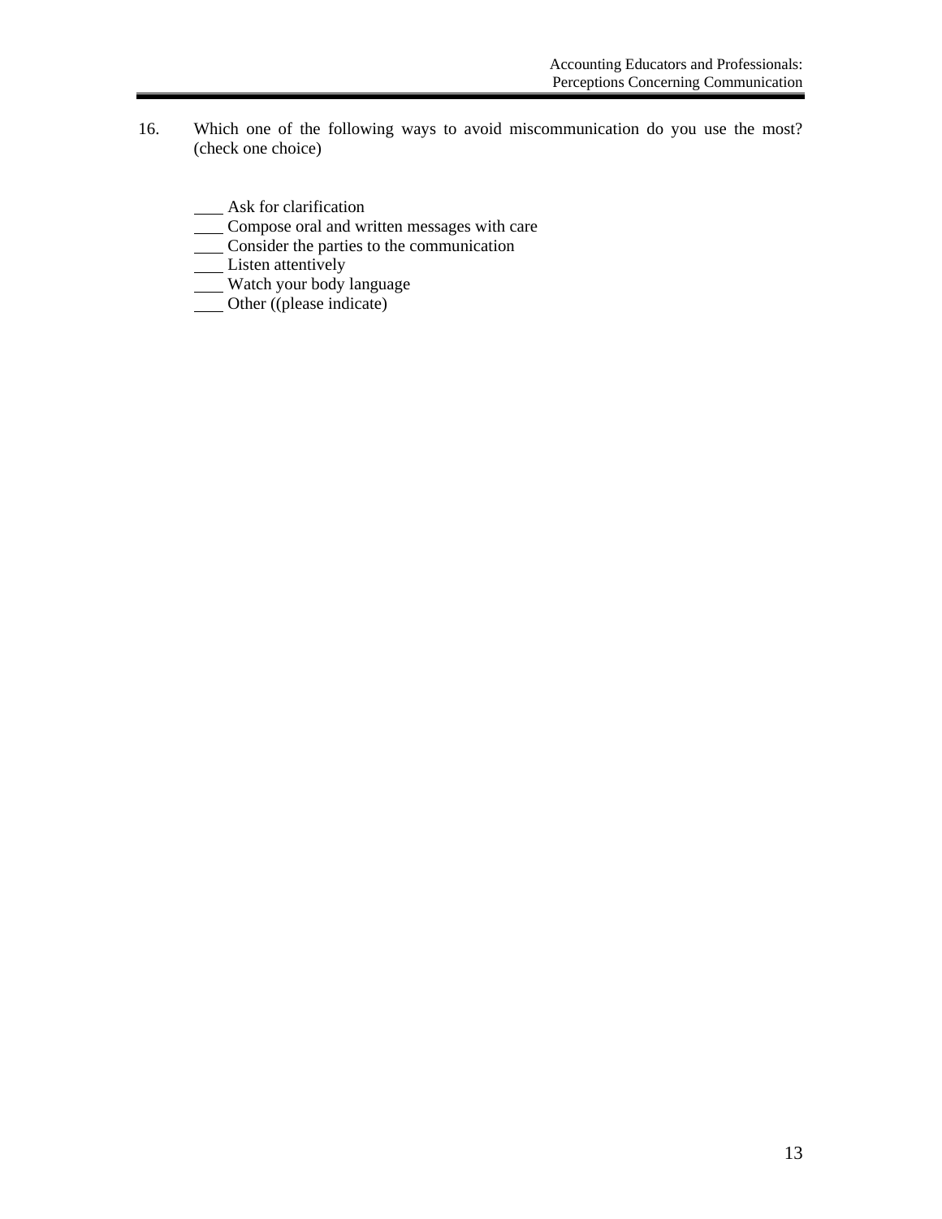16. Which one of the following ways to avoid miscommunication do you use the most? (check one choice)

    ___ Ask for clarification
    ___ Compose oral and written messages with care
    ___ Consider the parties to the communication
    ___ Listen attentively
    ___ Watch your body language
    ___ Other ((please indicate)